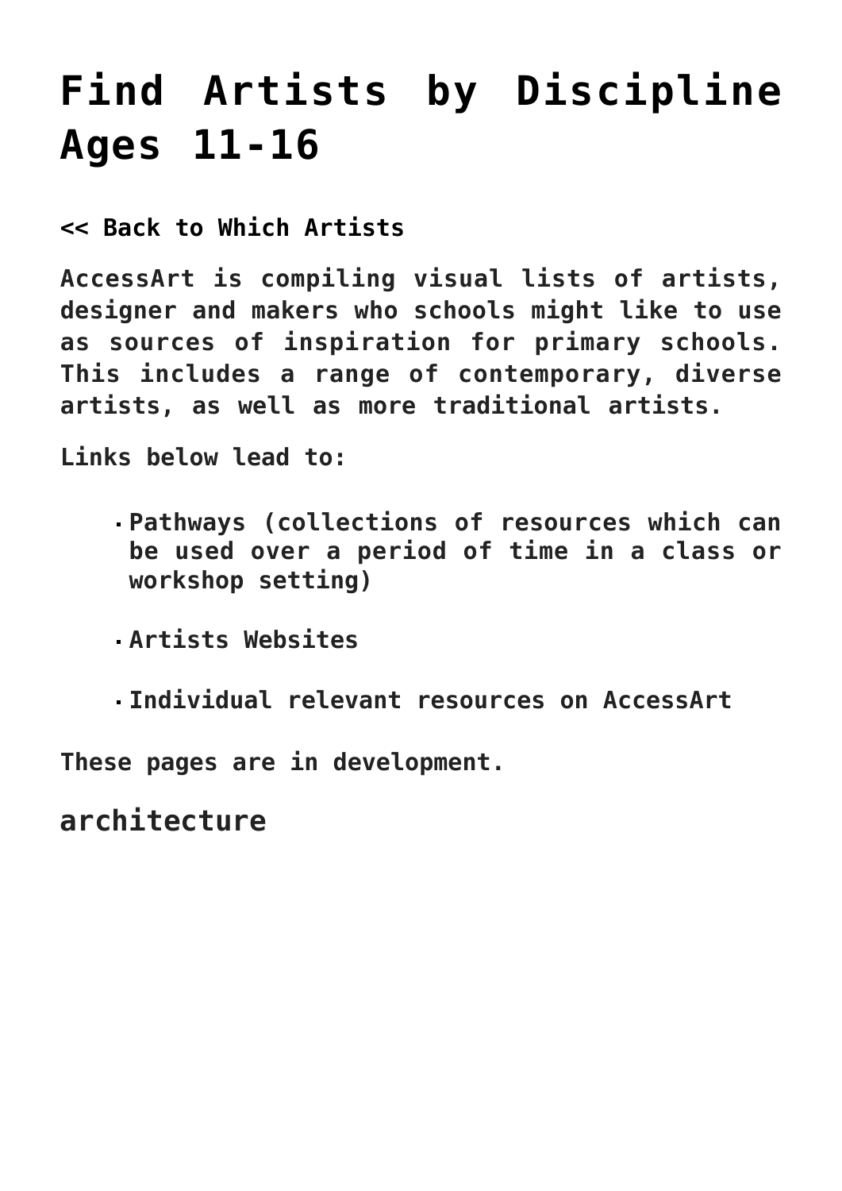# Find Artists by Discipline Ages 11-16

**<< Back to Which Artists**

**AccessArt is compiling visual lists of artists, designer and makers who schools might like to use as sources of inspiration for primary schools. This includes a range of contemporary, diverse artists, as well as more traditional artists.**

**Links below lead to:**

- **Pathways (collections of resources which can be used over a period of time in a class or workshop setting)**
- **Artists Websites**
- **Individual relevant resources on AccessArt**

**These pages are in development.**

## architecture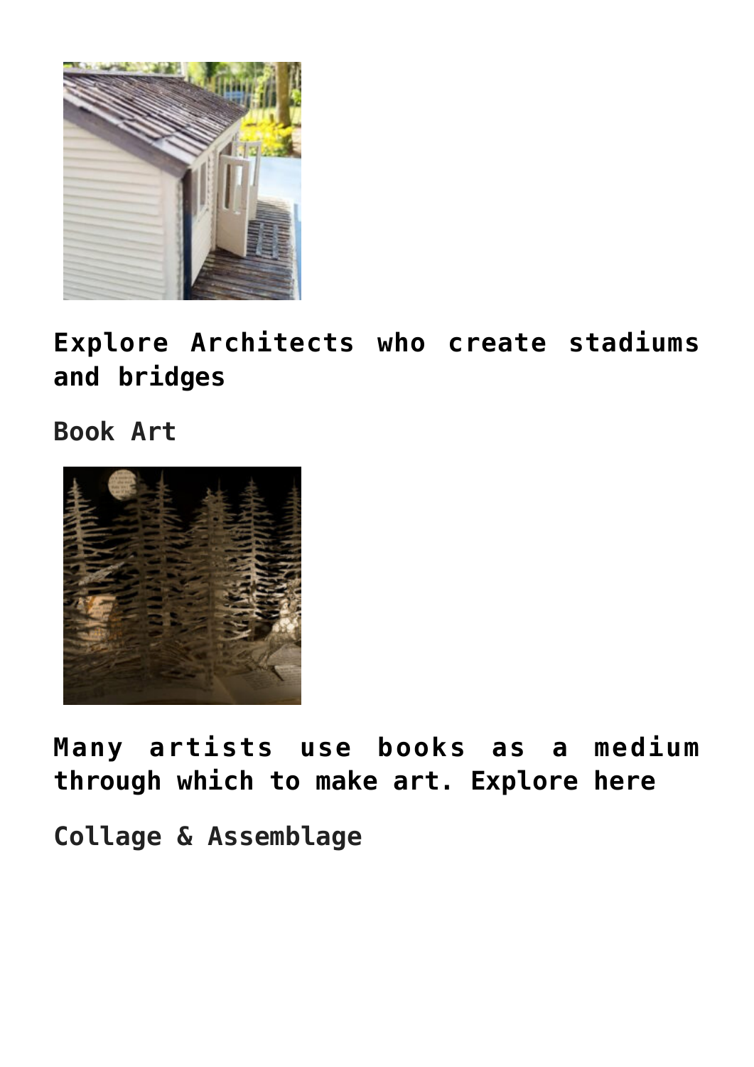## Explore Architects who create stadiums and bridges

### Book Art

## Many artists use books as a medium through which to make art. Explore here

### Collage & Assemblage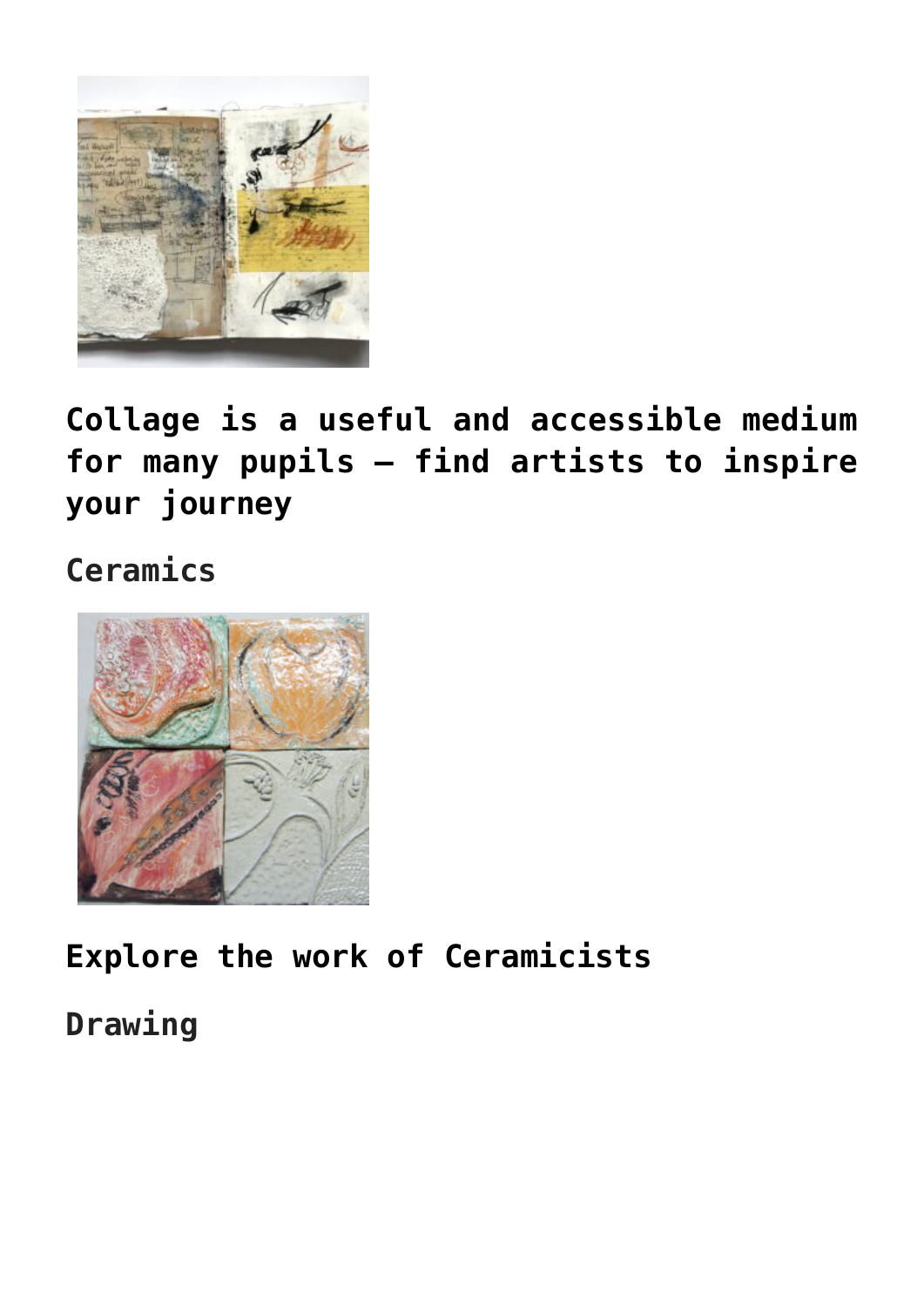## Collage is a useful and accessible medium for many pupils – find artists to inspire your journey

### Ceramics

## Explore the work of Ceramicists

### Drawing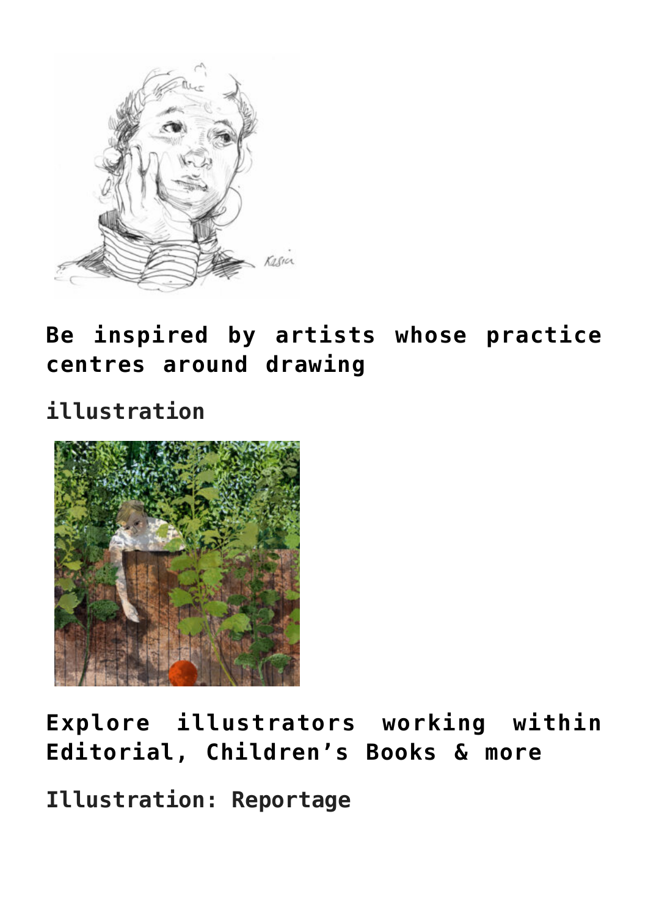**Be inspired by artists whose practice centres around drawing**

**illustration**

**Explore illustrators working within Editorial, Children's Books & more**

**Illustration: Reportage**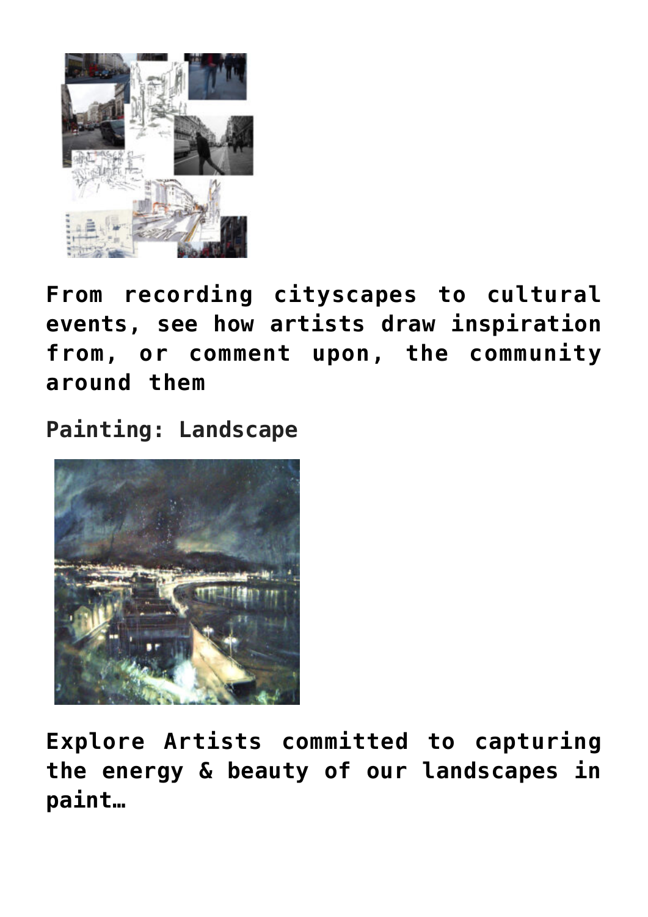**From recording cityscapes to cultural events, see how artists draw inspiration from, or comment upon, the community around them**

**Painting: Landscape**

**Explore Artists committed to capturing the energy & beauty of our landscapes in paint…**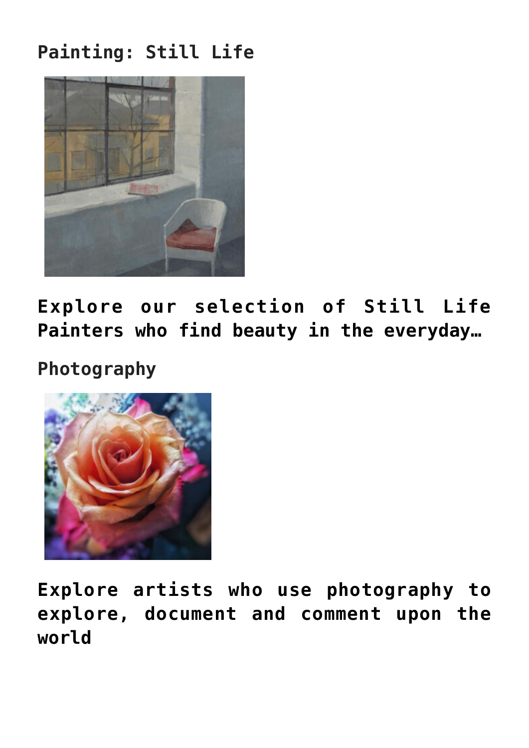### Painting: Still Life

**Explore our selection of Still Life Painters who find beauty in the everyday…**

### Photography

**Explore artists who use photography to explore, document and comment upon the world**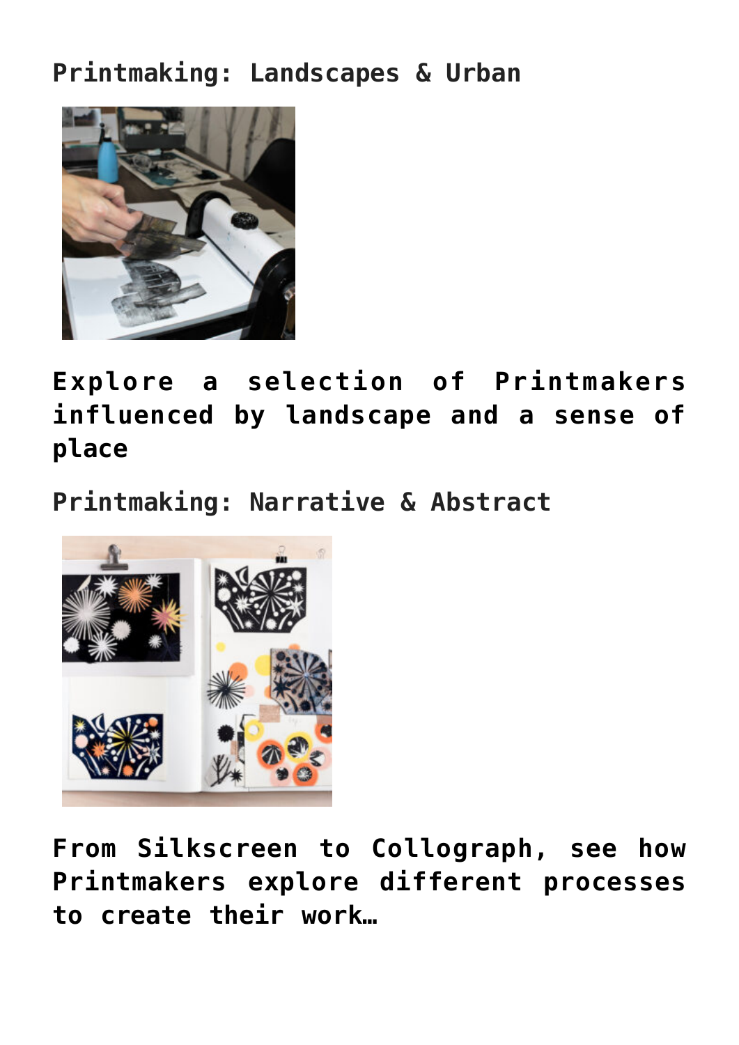## Printmaking: Landscapes & Urban

**Explore a selection of Printmakers influenced by landscape and a sense of place**

## Printmaking: Narrative & Abstract

**From Silkscreen to Collograph, see how Printmakers explore different processes to create their work…**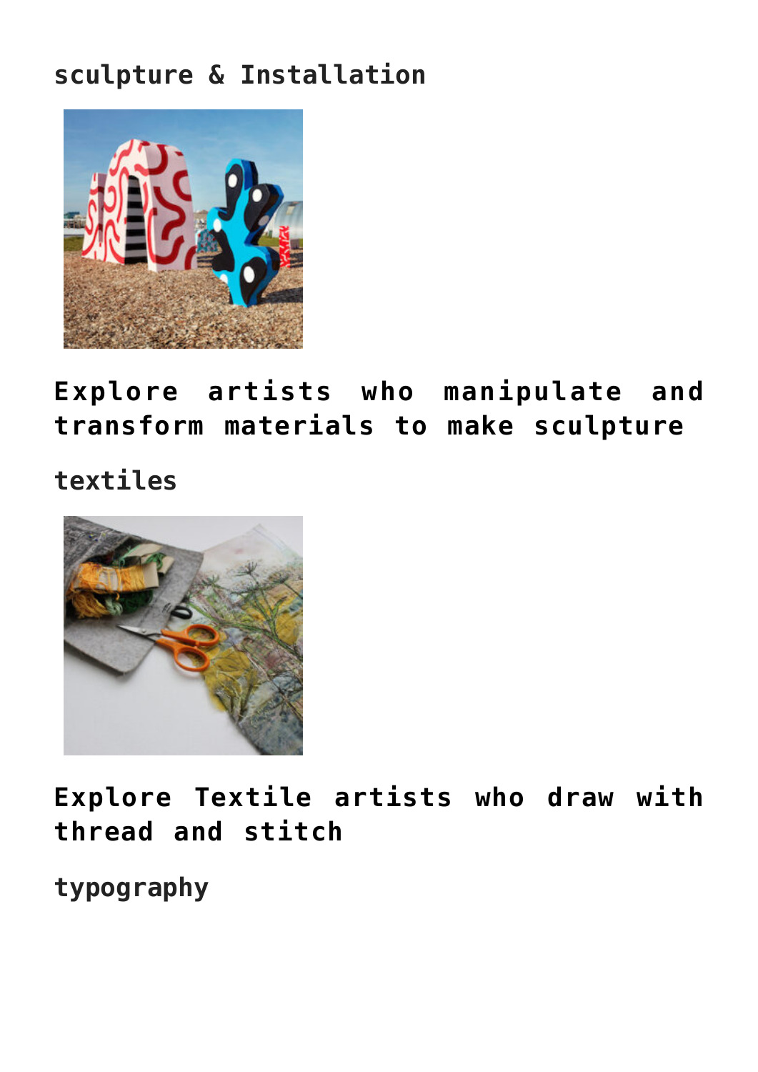### sculpture & Installation

## Explore artists who manipulate and transform materials to make sculpture

### textiles

## Explore Textile artists who draw with thread and stitch

### typography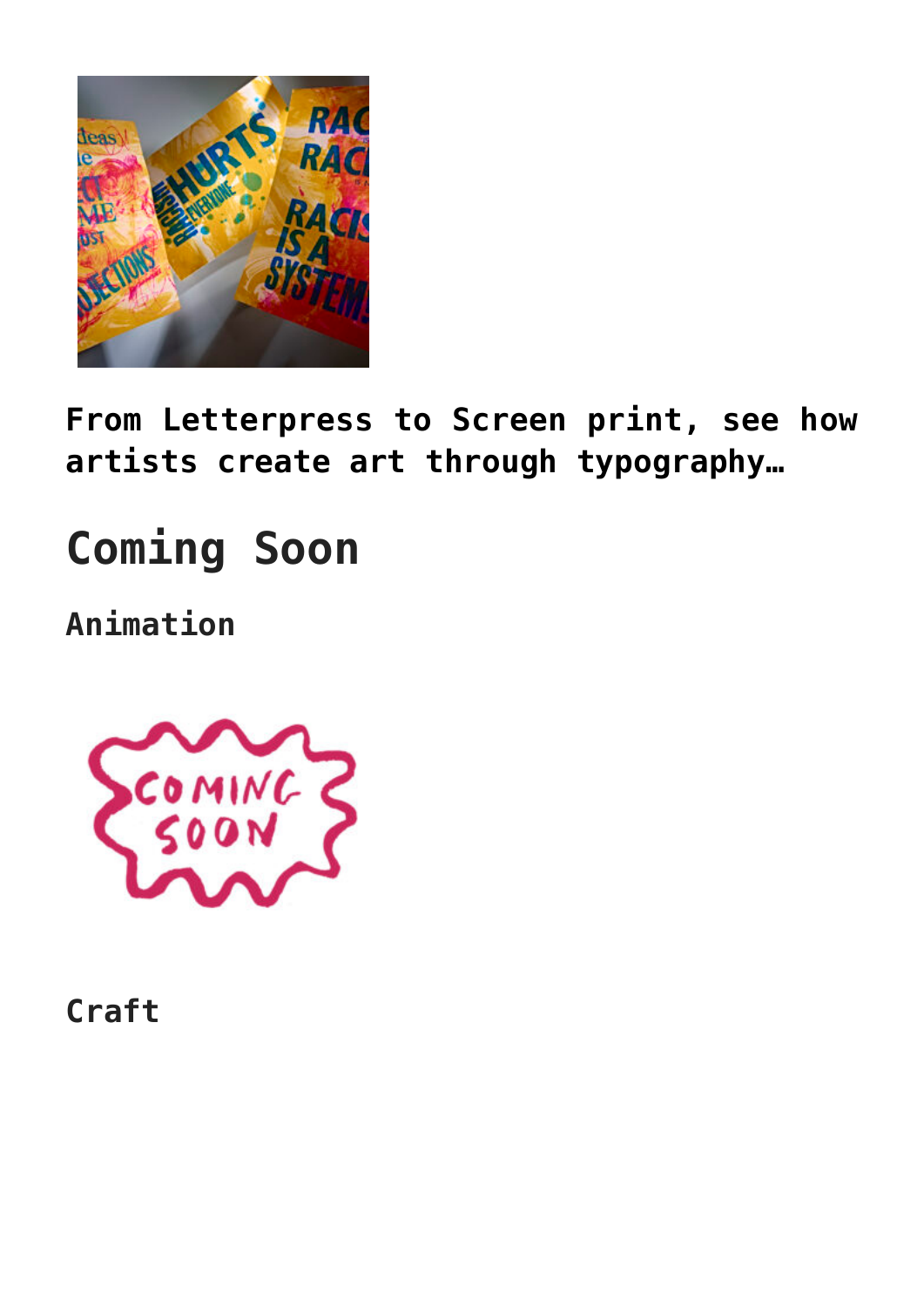**From Letterpress to Screen print, see how artists create art through typography…**

# Coming Soon

### Animation

### Craft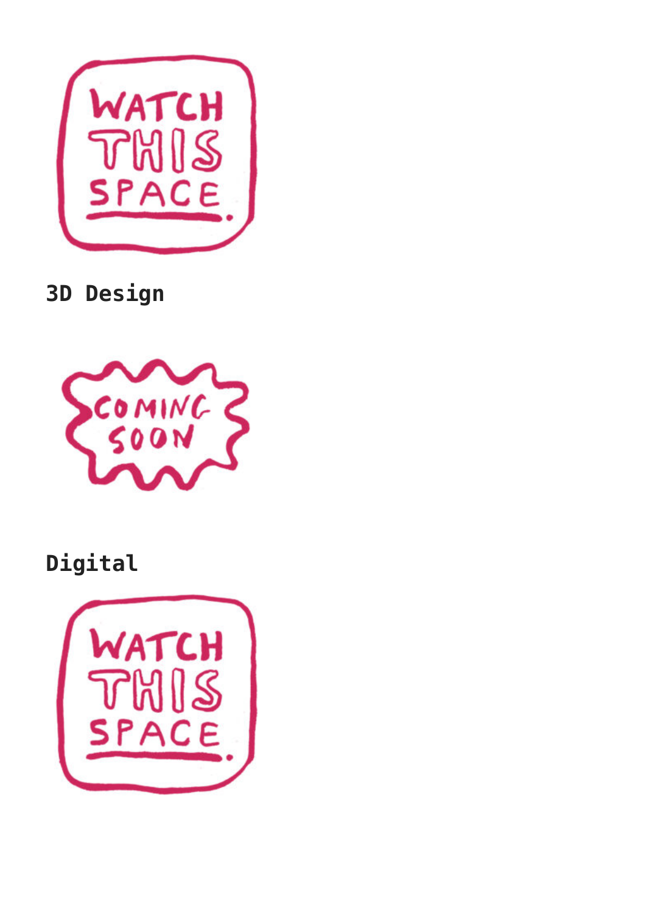### 3D Design

### Digital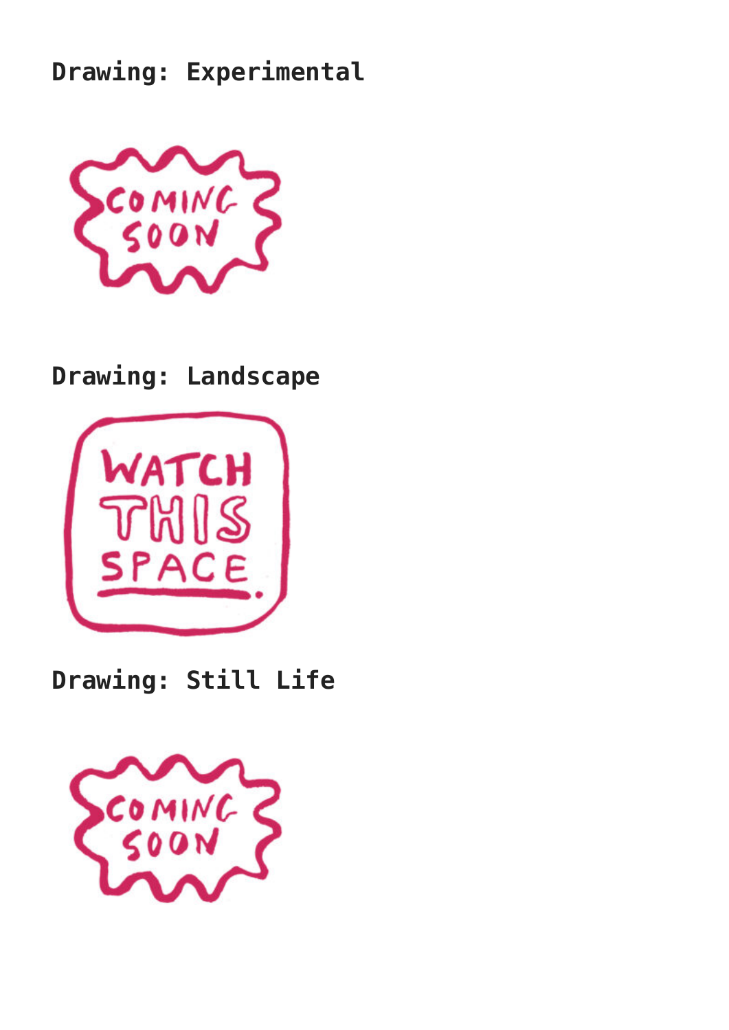## Drawing: Experimental

COMING SOON

## Drawing: Landscape

WATCH THIS SPACE.

## Drawing: Still Life

COMING SOON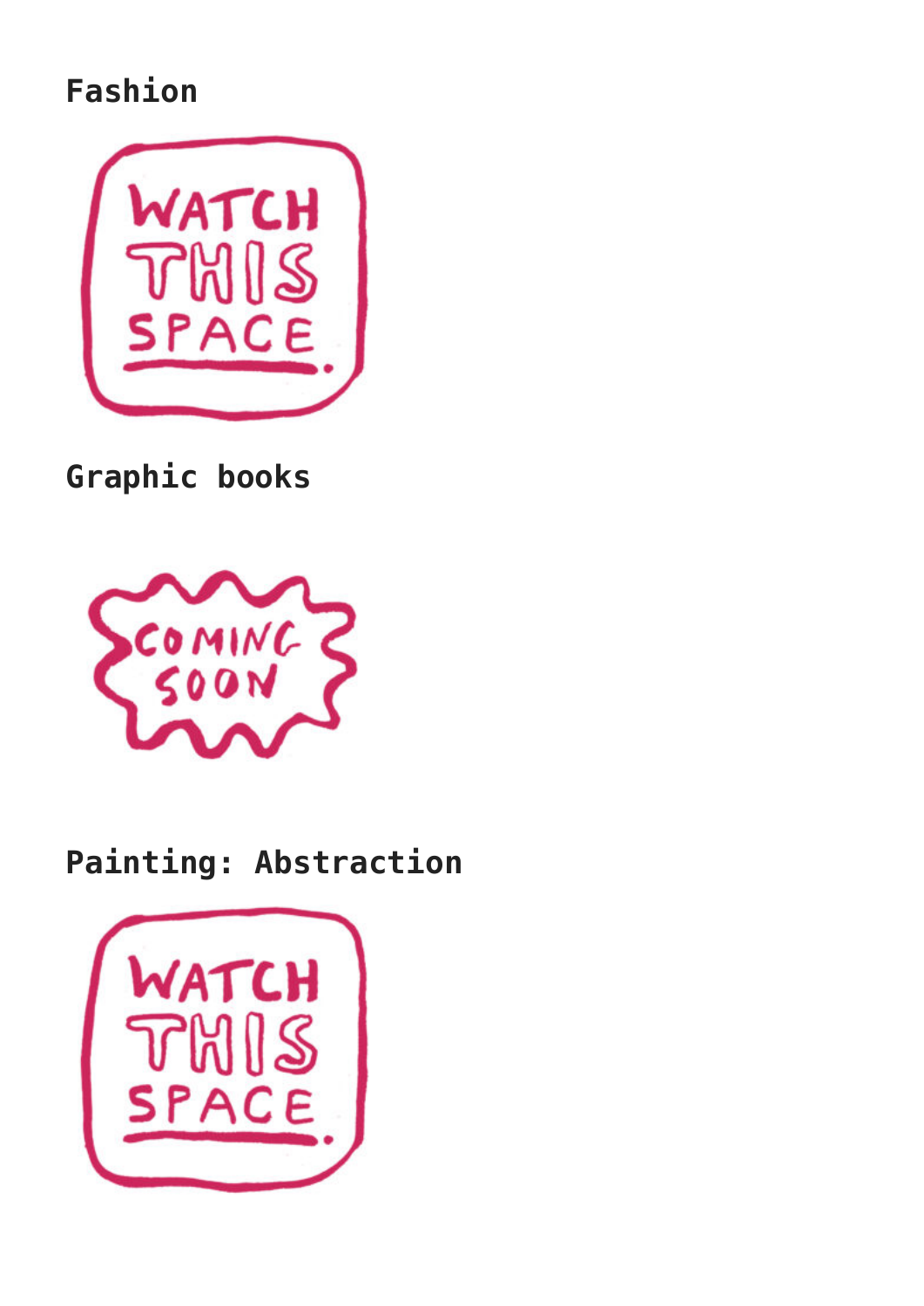**Fashion**

WATCH THIS SPACE.

**Graphic books**

COMING SOON

**Painting: Abstraction**

WATCH THIS SPACE.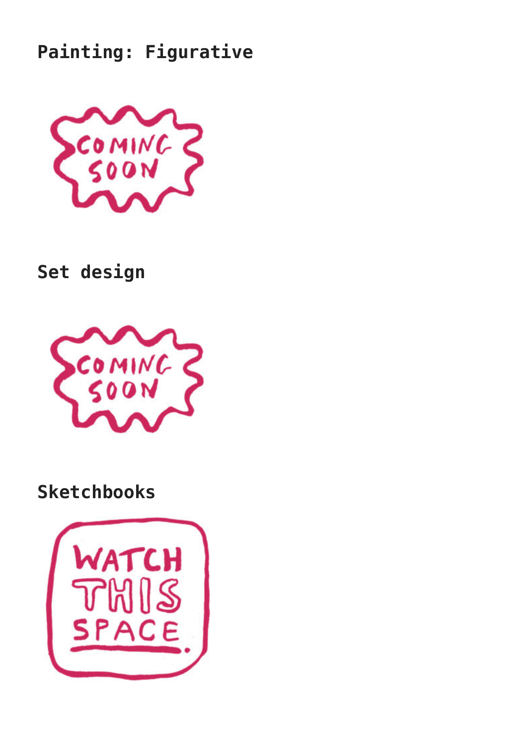## Painting: Figurative

COMING SOON

## Set design

COMING SOON

## Sketchbooks

WATCH THIS SPACE.